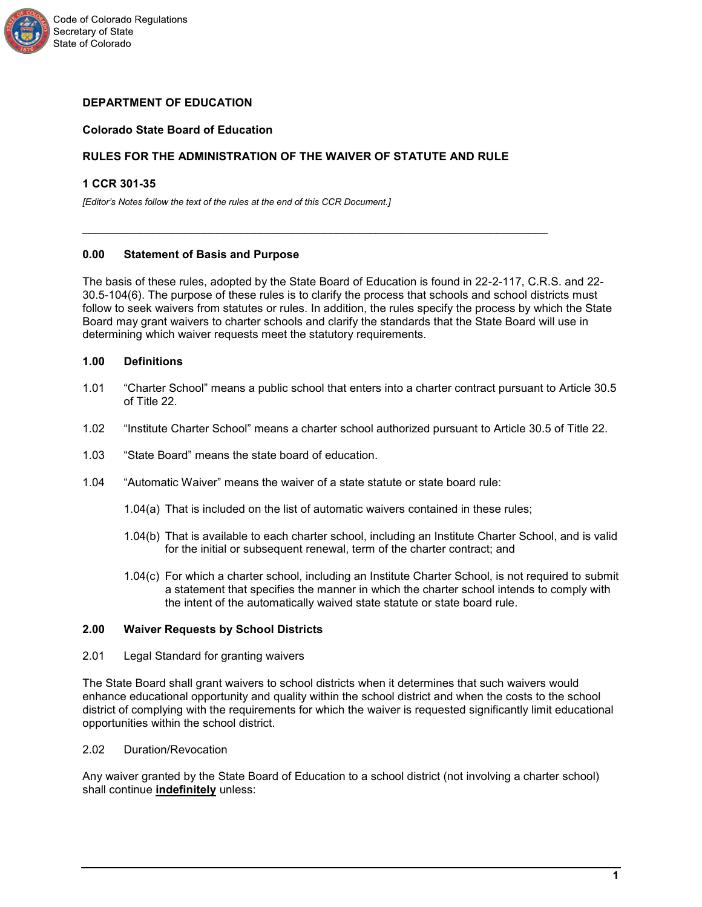**DEPARTMENT OF EDUCATION**

**Colorado State Board of Education**

**RULES FOR THE ADMINISTRATION OF THE WAIVER OF STATUTE AND RULE**

**1 CCR 301-35**

*[Editor's Notes follow the text of the rules at the end of this CCR Document.]*

---

## 0.00 Statement of Basis and Purpose

The basis of these rules, adopted by the State Board of Education is found in 22-2-117, C.R.S. and 22-30.5-104(6). The purpose of these rules is to clarify the process that schools and school districts must follow to seek waivers from statutes or rules. In addition, the rules specify the process by which the State Board may grant waivers to charter schools and clarify the standards that the State Board will use in determining which waiver requests meet the statutory requirements.

## 1.00 Definitions

1.01 "Charter School" means a public school that enters into a charter contract pursuant to Article 30.5 of Title 22.

1.02 "Institute Charter School" means a charter school authorized pursuant to Article 30.5 of Title 22.

1.03 "State Board" means the state board of education.

1.04 "Automatic Waiver" means the waiver of a state statute or state board rule:

- 1.04(a) That is included on the list of automatic waivers contained in these rules;
- 1.04(b) That is available to each charter school, including an Institute Charter School, and is valid for the initial or subsequent renewal, term of the charter contract; and
- 1.04(c) For which a charter school, including an Institute Charter School, is not required to submit a statement that specifies the manner in which the charter school intends to comply with the intent of the automatically waived state statute or state board rule.

## 2.00 Waiver Requests by School Districts

2.01 Legal Standard for granting waivers

The State Board shall grant waivers to school districts when it determines that such waivers would enhance educational opportunity and quality within the school district and when the costs to the school district of complying with the requirements for which the waiver is requested significantly limit educational opportunities within the school district.

2.02 Duration/Revocation

Any waiver granted by the State Board of Education to a school district (not involving a charter school) shall continue **indefinitely** unless: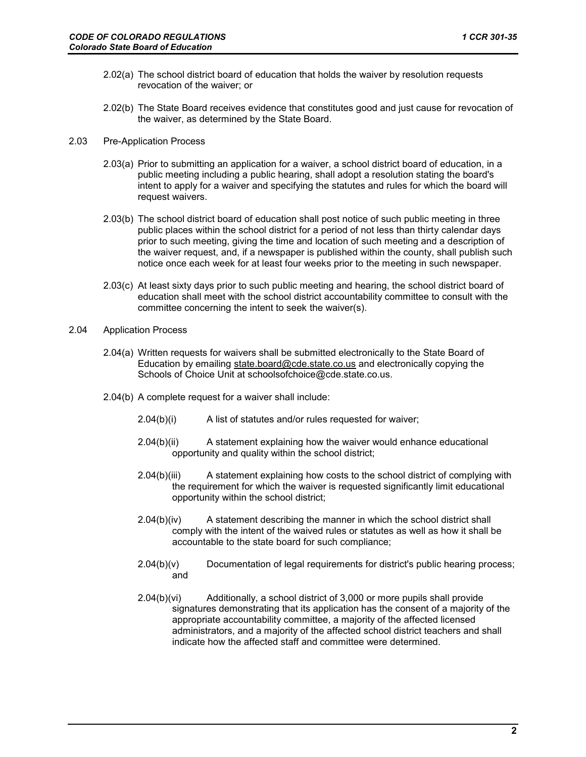2.02(a) The school district board of education that holds the waiver by resolution requests revocation of the waiver; or

2.02(b) The State Board receives evidence that constitutes good and just cause for revocation of the waiver, as determined by the State Board.

2.03 Pre-Application Process

2.03(a) Prior to submitting an application for a waiver, a school district board of education, in a public meeting including a public hearing, shall adopt a resolution stating the board's intent to apply for a waiver and specifying the statutes and rules for which the board will request waivers.

2.03(b) The school district board of education shall post notice of such public meeting in three public places within the school district for a period of not less than thirty calendar days prior to such meeting, giving the time and location of such meeting and a description of the waiver request, and, if a newspaper is published within the county, shall publish such notice once each week for at least four weeks prior to the meeting in such newspaper.

2.03(c) At least sixty days prior to such public meeting and hearing, the school district board of education shall meet with the school district accountability committee to consult with the committee concerning the intent to seek the waiver(s).

2.04 Application Process

2.04(a) Written requests for waivers shall be submitted electronically to the State Board of Education by emailing state.board@cde.state.co.us and electronically copying the Schools of Choice Unit at schoolsofchoice@cde.state.co.us.

2.04(b) A complete request for a waiver shall include:

2.04(b)(i) A list of statutes and/or rules requested for waiver;

2.04(b)(ii) A statement explaining how the waiver would enhance educational opportunity and quality within the school district;

2.04(b)(iii) A statement explaining how costs to the school district of complying with the requirement for which the waiver is requested significantly limit educational opportunity within the school district;

2.04(b)(iv) A statement describing the manner in which the school district shall comply with the intent of the waived rules or statutes as well as how it shall be accountable to the state board for such compliance;

2.04(b)(v) Documentation of legal requirements for district's public hearing process; and

2.04(b)(vi) Additionally, a school district of 3,000 or more pupils shall provide signatures demonstrating that its application has the consent of a majority of the appropriate accountability committee, a majority of the affected licensed administrators, and a majority of the affected school district teachers and shall indicate how the affected staff and committee were determined.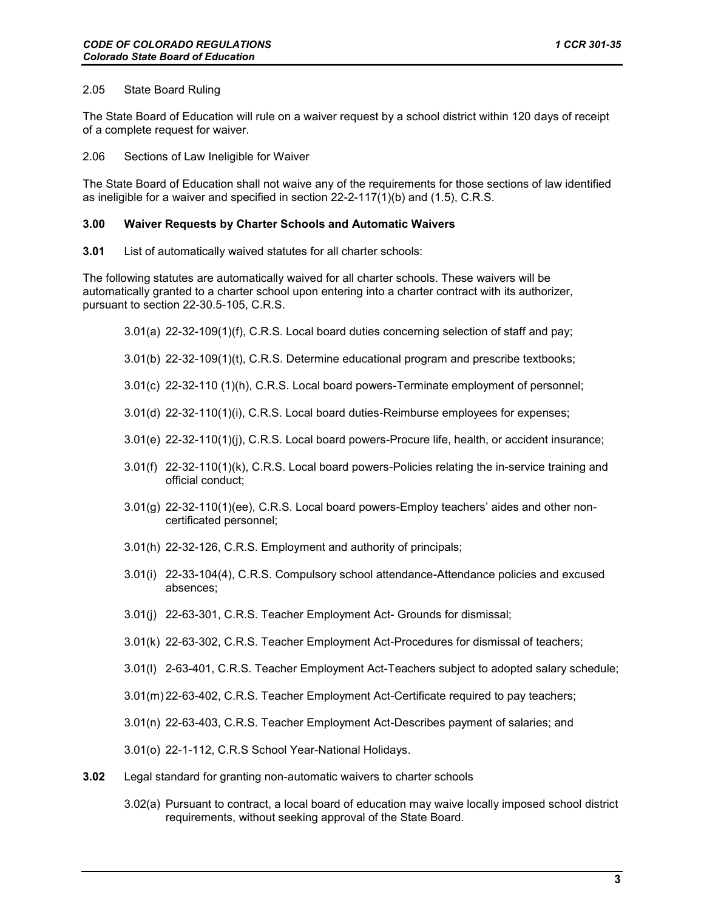2.05 State Board Ruling

The State Board of Education will rule on a waiver request by a school district within 120 days of receipt of a complete request for waiver.

2.06 Sections of Law Ineligible for Waiver

The State Board of Education shall not waive any of the requirements for those sections of law identified as ineligible for a waiver and specified in section 22-2-117(1)(b) and (1.5), C.R.S.

**3.00 Waiver Requests by Charter Schools and Automatic Waivers**

**3.01** List of automatically waived statutes for all charter schools:

The following statutes are automatically waived for all charter schools. These waivers will be automatically granted to a charter school upon entering into a charter contract with its authorizer, pursuant to section 22-30.5-105, C.R.S.

3.01(a) 22-32-109(1)(f), C.R.S. Local board duties concerning selection of staff and pay;

3.01(b) 22-32-109(1)(t), C.R.S. Determine educational program and prescribe textbooks;

3.01(c) 22-32-110 (1)(h), C.R.S. Local board powers-Terminate employment of personnel;

3.01(d) 22-32-110(1)(i), C.R.S. Local board duties-Reimburse employees for expenses;

3.01(e) 22-32-110(1)(j), C.R.S. Local board powers-Procure life, health, or accident insurance;

3.01(f) 22-32-110(1)(k), C.R.S. Local board powers-Policies relating the in-service training and official conduct;

3.01(g) 22-32-110(1)(ee), C.R.S. Local board powers-Employ teachers' aides and other non-certificated personnel;

3.01(h) 22-32-126, C.R.S. Employment and authority of principals;

3.01(i) 22-33-104(4), C.R.S. Compulsory school attendance-Attendance policies and excused absences;

3.01(j) 22-63-301, C.R.S. Teacher Employment Act- Grounds for dismissal;

3.01(k) 22-63-302, C.R.S. Teacher Employment Act-Procedures for dismissal of teachers;

3.01(l) 2-63-401, C.R.S. Teacher Employment Act-Teachers subject to adopted salary schedule;

3.01(m) 22-63-402, C.R.S. Teacher Employment Act-Certificate required to pay teachers;

3.01(n) 22-63-403, C.R.S. Teacher Employment Act-Describes payment of salaries; and

3.01(o) 22-1-112, C.R.S School Year-National Holidays.

**3.02** Legal standard for granting non-automatic waivers to charter schools

3.02(a) Pursuant to contract, a local board of education may waive locally imposed school district requirements, without seeking approval of the State Board.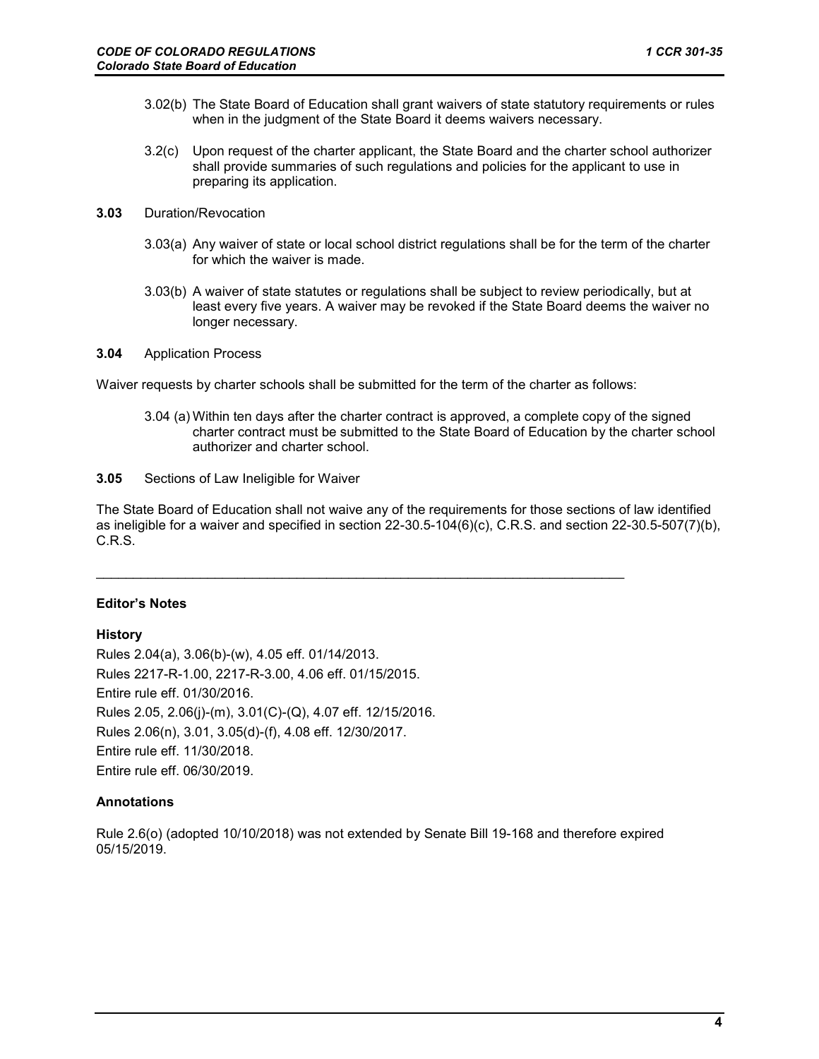3.02(b) The State Board of Education shall grant waivers of state statutory requirements or rules when in the judgment of the State Board it deems waivers necessary.

3.2(c) Upon request of the charter applicant, the State Board and the charter school authorizer shall provide summaries of such regulations and policies for the applicant to use in preparing its application.

**3.03** Duration/Revocation

3.03(a) Any waiver of state or local school district regulations shall be for the term of the charter for which the waiver is made.

3.03(b) A waiver of state statutes or regulations shall be subject to review periodically, but at least every five years. A waiver may be revoked if the State Board deems the waiver no longer necessary.

**3.04** Application Process

Waiver requests by charter schools shall be submitted for the term of the charter as follows:

3.04 (a) Within ten days after the charter contract is approved, a complete copy of the signed charter contract must be submitted to the State Board of Education by the charter school authorizer and charter school.

**3.05** Sections of Law Ineligible for Waiver

The State Board of Education shall not waive any of the requirements for those sections of law identified as ineligible for a waiver and specified in section 22-30.5-104(6)(c), C.R.S. and section 22-30.5-507(7)(b), C.R.S.

---

**Editor's Notes**

**History**

Rules 2.04(a), 3.06(b)-(w), 4.05 eff. 01/14/2013.
Rules 2217-R-1.00, 2217-R-3.00, 4.06 eff. 01/15/2015.
Entire rule eff. 01/30/2016.
Rules 2.05, 2.06(j)-(m), 3.01(C)-(Q), 4.07 eff. 12/15/2016.
Rules 2.06(n), 3.01, 3.05(d)-(f), 4.08 eff. 12/30/2017.
Entire rule eff. 11/30/2018.
Entire rule eff. 06/30/2019.

**Annotations**

Rule 2.6(o) (adopted 10/10/2018) was not extended by Senate Bill 19-168 and therefore expired 05/15/2019.